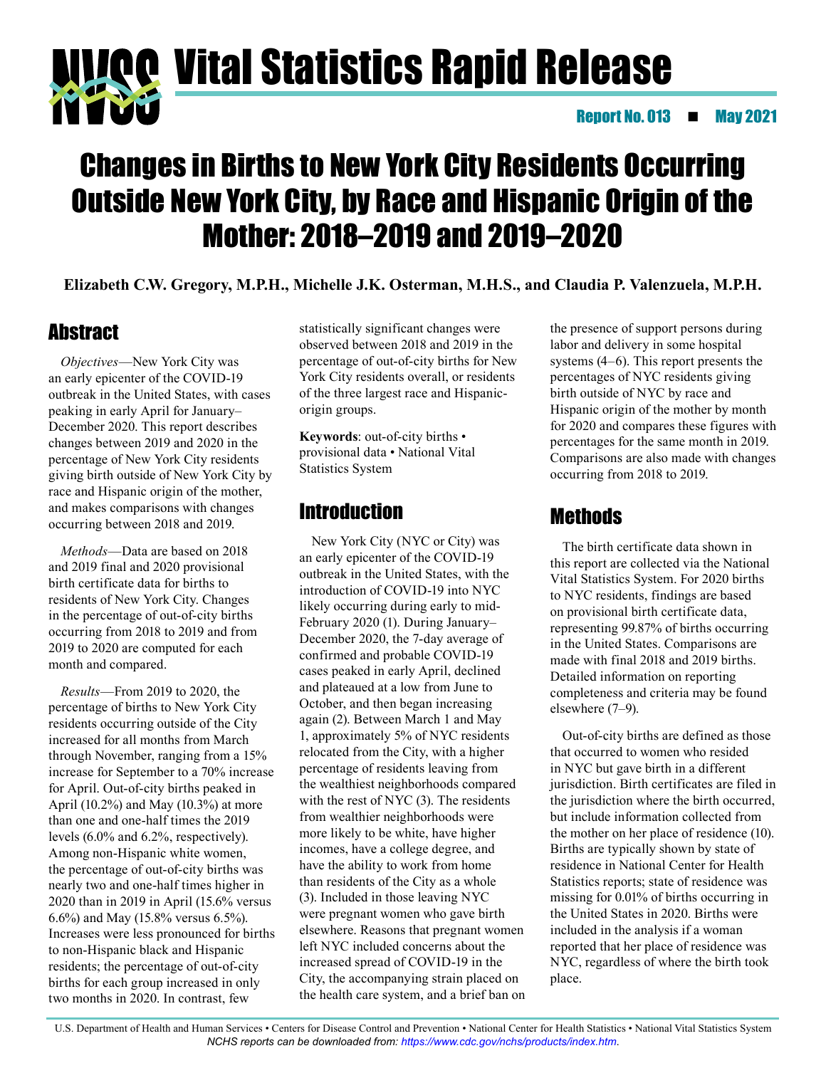# Vital Statistics Rapid Release

Report No. 013 ■ May 2021

# Changes in Births to New York City Residents Occurring Outside New York City, by Race and Hispanic Origin of the Mother: 2018–2019 and 2019–2020

**Elizabeth C.W. Gregory, M.P.H., Michelle J.K. Osterman, M.H.S., and Claudia P. Valenzuela, M.P.H.**

## Abstract

*Objectives*—New York City was an early epicenter of the COVID-19 outbreak in the United States, with cases peaking in early April for January–December 2020. This report describes changes between 2019 and 2020 in the percentage of New York City residents giving birth outside of New York City by race and Hispanic origin of the mother, and makes comparisons with changes occurring between 2018 and 2019.

*Methods*—Data are based on 2018 and 2019 final and 2020 provisional birth certificate data for births to residents of New York City. Changes in the percentage of out-of-city births occurring from 2018 to 2019 and from 2019 to 2020 are computed for each month and compared.

*Results*—From 2019 to 2020, the percentage of births to New York City residents occurring outside of the City increased for all months from March through November, ranging from a 15% increase for September to a 70% increase for April. Out-of-city births peaked in April (10.2%) and May (10.3%) at more than one and one-half times the 2019 levels (6.0% and 6.2%, respectively). Among non-Hispanic white women, the percentage of out-of-city births was nearly two and one-half times higher in 2020 than in 2019 in April (15.6% versus 6.6%) and May (15.8% versus 6.5%). Increases were less pronounced for births to non-Hispanic black and Hispanic residents; the percentage of out-of-city births for each group increased in only two months in 2020. In contrast, few statistically significant changes were observed between 2018 and 2019 in the percentage of out-of-city births for New York City residents overall, or residents of the three largest race and Hispanic-origin groups.

**Keywords**: out-of-city births • provisional data • National Vital Statistics System

## Introduction

New York City (NYC or City) was an early epicenter of the COVID-19 outbreak in the United States, with the introduction of COVID-19 into NYC likely occurring during early to mid-February 2020 (1). During January–December 2020, the 7-day average of confirmed and probable COVID-19 cases peaked in early April, declined and plateaued at a low from June to October, and then began increasing again (2). Between March 1 and May 1, approximately 5% of NYC residents relocated from the City, with a higher percentage of residents leaving from the wealthiest neighborhoods compared with the rest of NYC (3). The residents from wealthier neighborhoods were more likely to be white, have higher incomes, have a college degree, and have the ability to work from home than residents of the City as a whole (3). Included in those leaving NYC were pregnant women who gave birth elsewhere. Reasons that pregnant women left NYC included concerns about the increased spread of COVID-19 in the City, the accompanying strain placed on the health care system, and a brief ban on the presence of support persons during labor and delivery in some hospital systems (4–6). This report presents the percentages of NYC residents giving birth outside of NYC by race and Hispanic origin of the mother by month for 2020 and compares these figures with percentages for the same month in 2019. Comparisons are also made with changes occurring from 2018 to 2019.

## Methods

The birth certificate data shown in this report are collected via the National Vital Statistics System. For 2020 births to NYC residents, findings are based on provisional birth certificate data, representing 99.87% of births occurring in the United States. Comparisons are made with final 2018 and 2019 births. Detailed information on reporting completeness and criteria may be found elsewhere (7–9).

Out-of-city births are defined as those that occurred to women who resided in NYC but gave birth in a different jurisdiction. Birth certificates are filed in the jurisdiction where the birth occurred, but include information collected from the mother on her place of residence (10). Births are typically shown by state of residence in National Center for Health Statistics reports; state of residence was missing for 0.01% of births occurring in the United States in 2020. Births were included in the analysis if a woman reported that her place of residence was NYC, regardless of where the birth took place.

U.S. Department of Health and Human Services • Centers for Disease Control and Prevention • National Center for Health Statistics • National Vital Statistics System
*NCHS reports can be downloaded from: https://www.cdc.gov/nchs/products/index.htm.*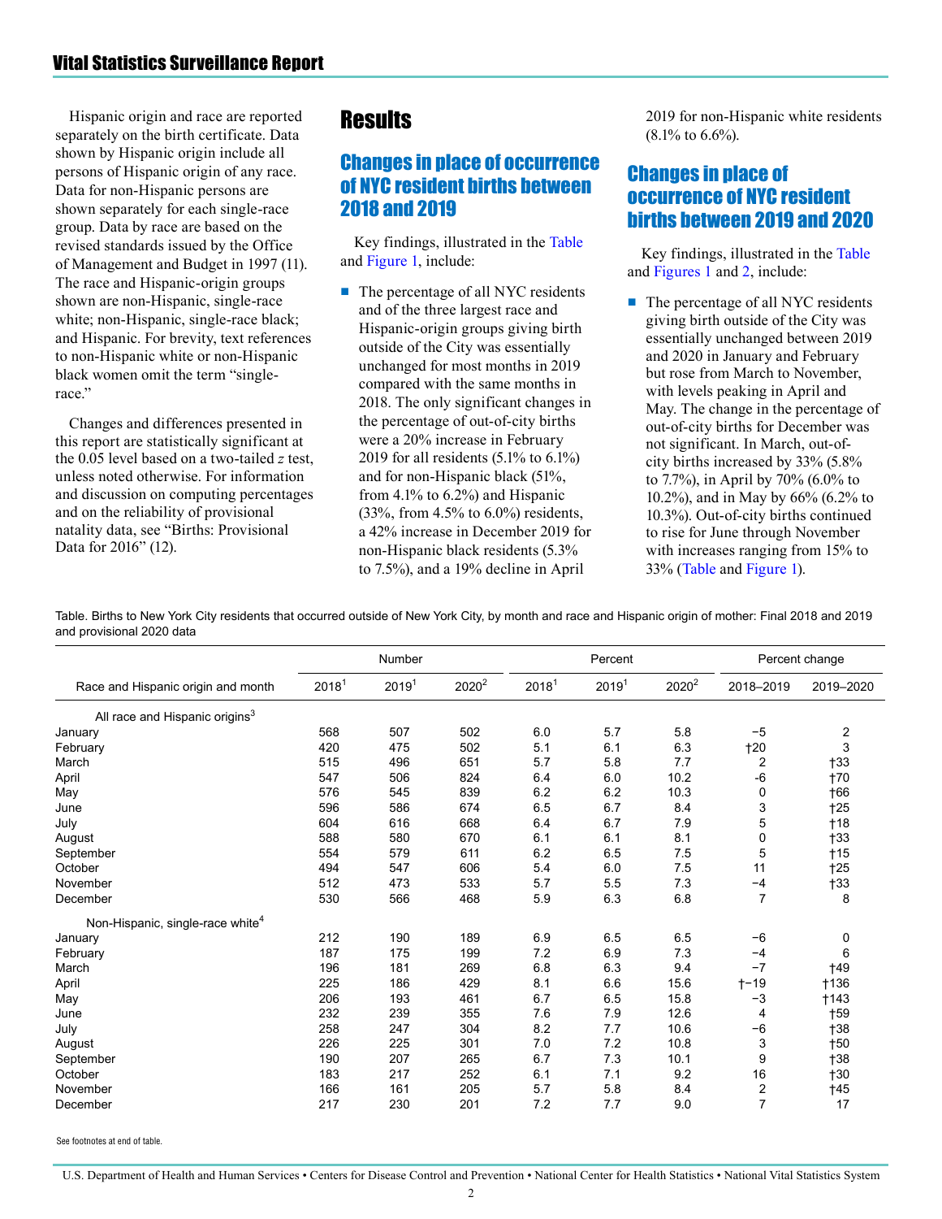Hispanic origin and race are reported separately on the birth certificate. Data shown by Hispanic origin include all persons of Hispanic origin of any race. Data for non-Hispanic persons are shown separately for each single-race group. Data by race are based on the revised standards issued by the Office of Management and Budget in 1997 (11). The race and Hispanic-origin groups shown are non-Hispanic, single-race white; non-Hispanic, single-race black; and Hispanic. For brevity, text references to non-Hispanic white or non-Hispanic black women omit the term "single-race."

Changes and differences presented in this report are statistically significant at the 0.05 level based on a two-tailed *z* test, unless noted otherwise. For information and discussion on computing percentages and on the reliability of provisional natality data, see "Births: Provisional Data for 2016" (12).

# Results

## Changes in place of occurrence of NYC resident births between 2018 and 2019

Key findings, illustrated in the Table and Figure 1, include:

- The percentage of all NYC residents and of the three largest race and Hispanic-origin groups giving birth outside of the City was essentially unchanged for most months in 2019 compared with the same months in 2018. The only significant changes in the percentage of out-of-city births were a 20% increase in February 2019 for all residents (5.1% to 6.1%) and for non-Hispanic black (51%, from 4.1% to 6.2%) and Hispanic (33%, from 4.5% to 6.0%) residents, a 42% increase in December 2019 for non-Hispanic black residents (5.3% to 7.5%), and a 19% decline in April 2019 for non-Hispanic white residents (8.1% to 6.6%).

## Changes in place of occurrence of NYC resident births between 2019 and 2020

Key findings, illustrated in the Table and Figures 1 and 2, include:

- The percentage of all NYC residents giving birth outside of the City was essentially unchanged between 2019 and 2020 in January and February but rose from March to November, with levels peaking in April and May. The change in the percentage of out-of-city births for December was not significant. In March, out-of-city births increased by 33% (5.8% to 7.7%), in April by 70% (6.0% to 10.2%), and in May by 66% (6.2% to 10.3%). Out-of-city births continued to rise for June through November with increases ranging from 15% to 33% (Table and Figure 1).

Table. Births to New York City residents that occurred outside of New York City, by month and race and Hispanic origin of mother: Final 2018 and 2019 and provisional 2020 data

| Race and Hispanic origin and month | Number | | | Percent | | | Percent change | |
|---|---|---|---|---|---|---|---|---|
| | 2018[1] | 2019[1] | 2020[2] | 2018[1] | 2019[1] | 2020[2] | 2018–2019 | 2019–2020 |
| All race and Hispanic origins[3] | | | | | | | | |
| January | 568 | 507 | 502 | 6.0 | 5.7 | 5.8 | −5 | 2 |
| February | 420 | 475 | 502 | 5.1 | 6.1 | 6.3 | †20 | 3 |
| March | 515 | 496 | 651 | 5.7 | 5.8 | 7.7 | 2 | †33 |
| April | 547 | 506 | 824 | 6.4 | 6.0 | 10.2 | -6 | †70 |
| May | 576 | 545 | 839 | 6.2 | 6.2 | 10.3 | 0 | †66 |
| June | 596 | 586 | 674 | 6.5 | 6.7 | 8.4 | 3 | †25 |
| July | 604 | 616 | 668 | 6.4 | 6.7 | 7.9 | 5 | †18 |
| August | 588 | 580 | 670 | 6.1 | 6.1 | 8.1 | 0 | †33 |
| September | 554 | 579 | 611 | 6.2 | 6.5 | 7.5 | 5 | †15 |
| October | 494 | 547 | 606 | 5.4 | 6.0 | 7.5 | 11 | †25 |
| November | 512 | 473 | 533 | 5.7 | 5.5 | 7.3 | −4 | †33 |
| December | 530 | 566 | 468 | 5.9 | 6.3 | 6.8 | 7 | 8 |
| Non-Hispanic, single-race white[4] | | | | | | | | |
| January | 212 | 190 | 189 | 6.9 | 6.5 | 6.5 | −6 | 0 |
| February | 187 | 175 | 199 | 7.2 | 6.9 | 7.3 | −4 | 6 |
| March | 196 | 181 | 269 | 6.8 | 6.3 | 9.4 | −7 | †49 |
| April | 225 | 186 | 429 | 8.1 | 6.6 | 15.6 | †−19 | †136 |
| May | 206 | 193 | 461 | 6.7 | 6.5 | 15.8 | −3 | †143 |
| June | 232 | 239 | 355 | 7.6 | 7.9 | 12.6 | 4 | †59 |
| July | 258 | 247 | 304 | 8.2 | 7.7 | 10.6 | −6 | †38 |
| August | 226 | 225 | 301 | 7.0 | 7.2 | 10.8 | 3 | †50 |
| September | 190 | 207 | 265 | 6.7 | 7.3 | 10.1 | 9 | †38 |
| October | 183 | 217 | 252 | 6.1 | 7.1 | 9.2 | 16 | †30 |
| November | 166 | 161 | 205 | 5.7 | 5.8 | 8.4 | 2 | †45 |
| December | 217 | 230 | 201 | 7.2 | 7.7 | 9.0 | 7 | 17 |

See footnotes at end of table.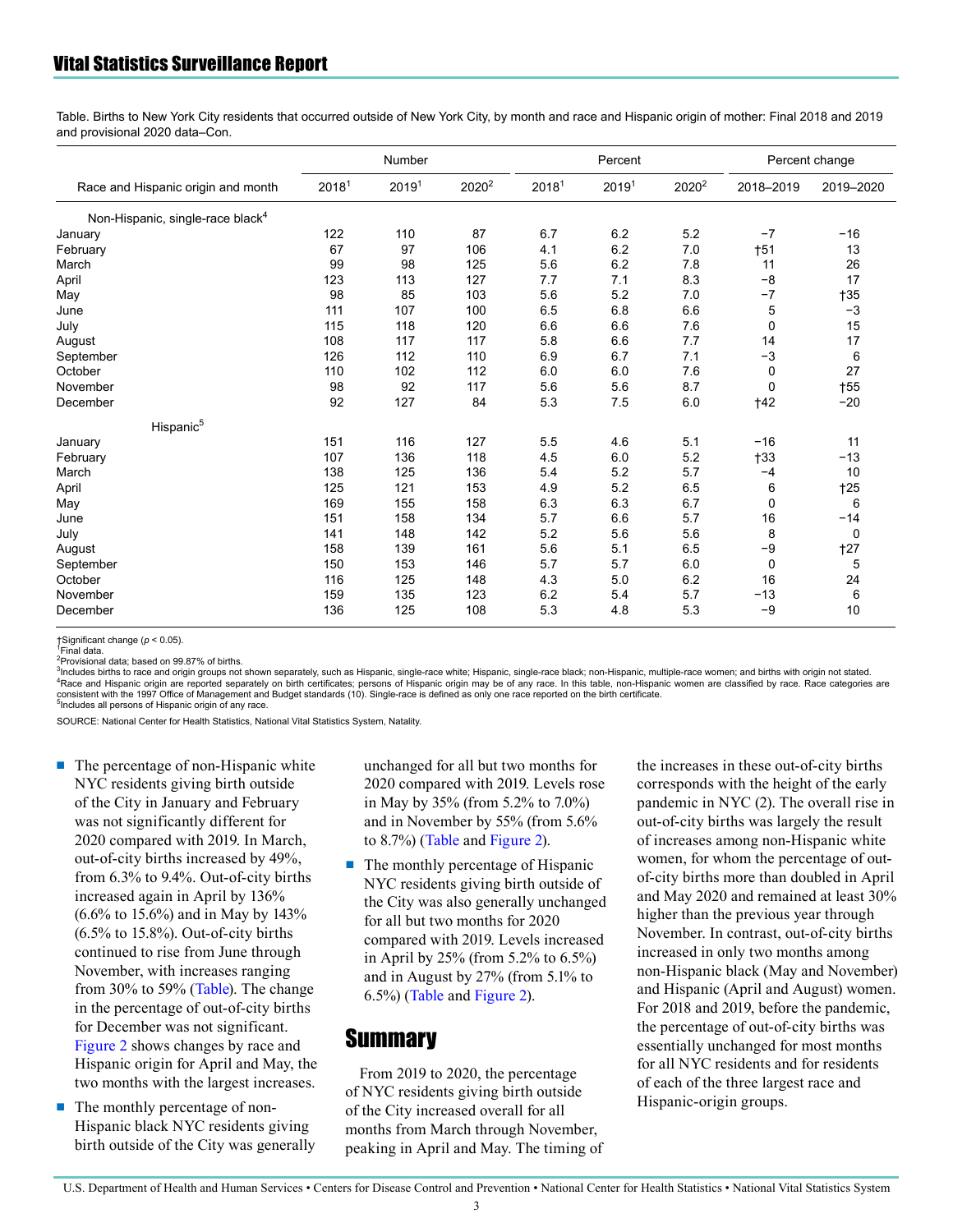Table. Births to New York City residents that occurred outside of New York City, by month and race and Hispanic origin of mother: Final 2018 and 2019 and provisional 2020 data–Con.

| Race and Hispanic origin and month | Number | | | Percent | | | Percent change | |
|---|---|---|---|---|---|---|---|---|
| | 2018[1] | 2019[1] | 2020[2] | 2018[1] | 2019[1] | 2020[2] | 2018–2019 | 2019–2020 |
| Non-Hispanic, single-race black[4] | | | | | | | | |
| January | 122 | 110 | 87 | 6.7 | 6.2 | 5.2 | −7 | −16 |
| February | 67 | 97 | 106 | 4.1 | 6.2 | 7.0 | †51 | 13 |
| March | 99 | 98 | 125 | 5.6 | 6.2 | 7.8 | 11 | 26 |
| April | 123 | 113 | 127 | 7.7 | 7.1 | 8.3 | −8 | 17 |
| May | 98 | 85 | 103 | 5.6 | 5.2 | 7.0 | −7 | †35 |
| June | 111 | 107 | 100 | 6.5 | 6.8 | 6.6 | 5 | −3 |
| July | 115 | 118 | 120 | 6.6 | 6.6 | 7.6 | 0 | 15 |
| August | 108 | 117 | 117 | 5.8 | 6.6 | 7.7 | 14 | 17 |
| September | 126 | 112 | 110 | 6.9 | 6.7 | 7.1 | −3 | 6 |
| October | 110 | 102 | 112 | 6.0 | 6.0 | 7.6 | 0 | 27 |
| November | 98 | 92 | 117 | 5.6 | 5.6 | 8.7 | 0 | †55 |
| December | 92 | 127 | 84 | 5.3 | 7.5 | 6.0 | †42 | −20 |
| Hispanic[5] | | | | | | | | |
| January | 151 | 116 | 127 | 5.5 | 4.6 | 5.1 | −16 | 11 |
| February | 107 | 136 | 118 | 4.5 | 6.0 | 5.2 | †33 | −13 |
| March | 138 | 125 | 136 | 5.4 | 5.2 | 5.7 | −4 | 10 |
| April | 125 | 121 | 153 | 4.9 | 5.2 | 6.5 | 6 | †25 |
| May | 169 | 155 | 158 | 6.3 | 6.3 | 6.7 | 0 | 6 |
| June | 151 | 158 | 134 | 5.7 | 6.6 | 5.7 | 16 | −14 |
| July | 141 | 148 | 142 | 5.2 | 5.6 | 5.6 | 8 | 0 |
| August | 158 | 139 | 161 | 5.6 | 5.1 | 6.5 | −9 | †27 |
| September | 150 | 153 | 146 | 5.7 | 5.7 | 6.0 | 0 | 5 |
| October | 116 | 125 | 148 | 4.3 | 5.0 | 6.2 | 16 | 24 |
| November | 159 | 135 | 123 | 6.2 | 5.4 | 5.7 | −13 | 6 |
| December | 136 | 125 | 108 | 5.3 | 4.8 | 5.3 | −9 | 10 |

†Significant change ($p < 0.05$).
[1]Final data.
[2]Provisional data; based on 99.87% of births.
[3]Includes births to race and origin groups not shown separately, such as Hispanic, single-race white; Hispanic, single-race black; non-Hispanic, multiple-race women; and births with origin not stated.
[4]Race and Hispanic origin are reported separately on birth certificates; persons of Hispanic origin may be of any race. In this table, non-Hispanic women are classified by race. Race categories are consistent with the 1997 Office of Management and Budget standards (10). Single-race is defined as only one race reported on the birth certificate.
[5]Includes all persons of Hispanic origin of any race.

SOURCE: National Center for Health Statistics, National Vital Statistics System, Natality.

- The percentage of non-Hispanic white NYC residents giving birth outside of the City in January and February was not significantly different for 2020 compared with 2019. In March, out-of-city births increased by 49%, from 6.3% to 9.4%. Out-of-city births increased again in April by 136% (6.6% to 15.6%) and in May by 143% (6.5% to 15.8%). Out-of-city births continued to rise from June through November, with increases ranging from 30% to 59% (Table). The change in the percentage of out-of-city births for December was not significant. Figure 2 shows changes by race and Hispanic origin for April and May, the two months with the largest increases.
- The monthly percentage of non-Hispanic black NYC residents giving birth outside of the City was generally unchanged for all but two months for 2020 compared with 2019. Levels rose in May by 35% (from 5.2% to 7.0%) and in November by 55% (from 5.6% to 8.7%) (Table and Figure 2).
- The monthly percentage of Hispanic NYC residents giving birth outside of the City was also generally unchanged for all but two months for 2020 compared with 2019. Levels increased in April by 25% (from 5.2% to 6.5%) and in August by 27% (from 5.1% to 6.5%) (Table and Figure 2).

## Summary

From 2019 to 2020, the percentage of NYC residents giving birth outside of the City increased overall for all months from March through November, peaking in April and May. The timing of the increases in these out-of-city births corresponds with the height of the early pandemic in NYC (2). The overall rise in out-of-city births was largely the result of increases among non-Hispanic white women, for whom the percentage of out-of-city births more than doubled in April and May 2020 and remained at least 30% higher than the previous year through November. In contrast, out-of-city births increased in only two months among non-Hispanic black (May and November) and Hispanic (April and August) women. For 2018 and 2019, before the pandemic, the percentage of out-of-city births was essentially unchanged for most months for all NYC residents and for residents of each of the three largest race and Hispanic-origin groups.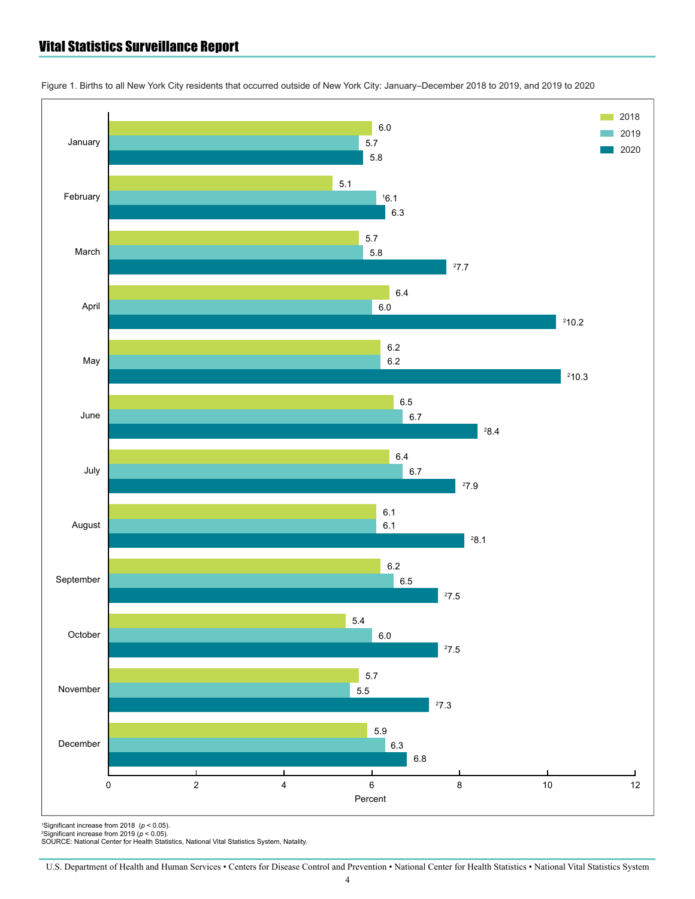Figure 1. Births to all New York City residents that occurred outside of New York City: January–December 2018 to 2019, and 2019 to 2020

| Month | 2018 | 2019 | 2020 |
|---|---|---|---|
| January | 6.0 | 5.7 | 5.8 |
| February | 5.1 | [1]6.1 | 6.3 |
| March | 5.7 | 5.8 | [2]7.7 |
| April | 6.4 | 6.0 | [2]10.2 |
| May | 6.2 | 6.2 | [2]10.3 |
| June | 6.5 | 6.7 | [2]8.4 |
| July | 6.4 | 6.7 | [2]7.9 |
| August | 6.1 | 6.1 | [2]8.1 |
| September | 6.2 | 6.5 | [2]7.5 |
| October | 5.4 | 6.0 | [2]7.5 |
| November | 5.7 | 5.5 | [2]7.3 |
| December | 5.9 | 6.3 | 6.8 |

Percent

[1]Significant increase from 2018 ($p < 0.05$).
[2]Significant increase from 2019 ($p < 0.05$).
SOURCE: National Center for Health Statistics, National Vital Statistics System, Natality.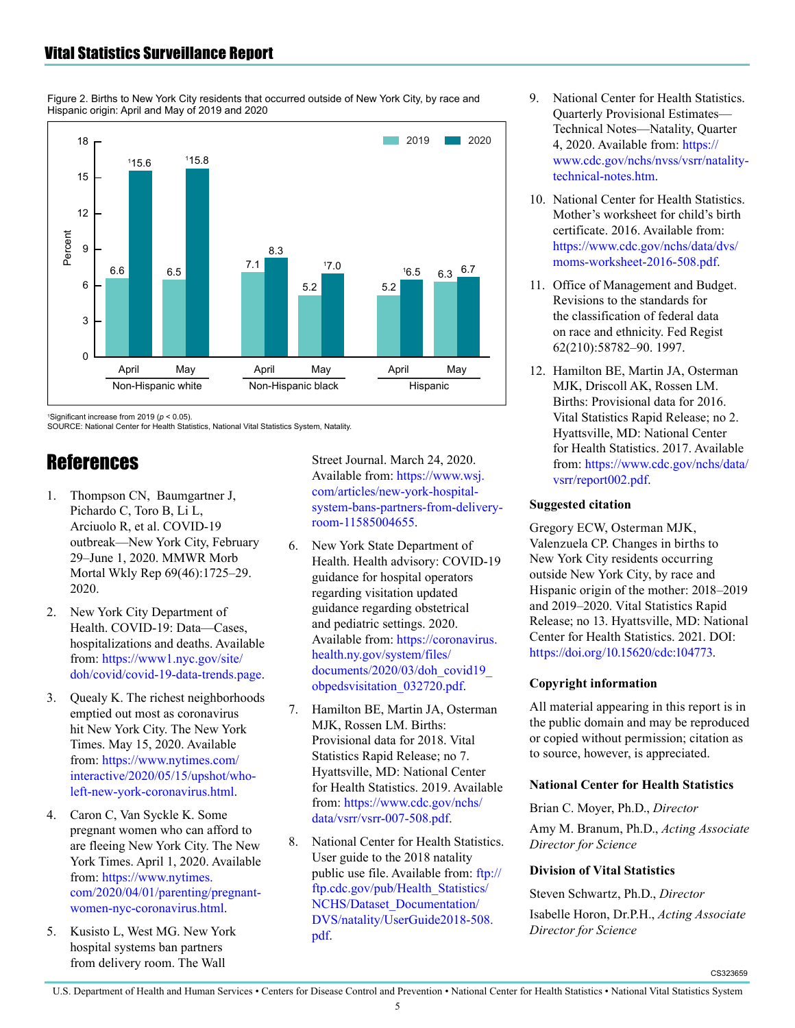Figure 2. Births to New York City residents that occurred outside of New York City, by race and Hispanic origin: April and May of 2019 and 2020

18
15
12
9
6
3
0
Percent

2019
2020

6.6
[1]15.6
6.5
[1]15.8
7.1
8.3
5.2
[1]7.0
5.2
[1]6.5
6.3
6.7

April
May
Non-Hispanic white
April
May
Non-Hispanic black
April
May
Hispanic

[1]Significant increase from 2019 ($p < 0.05$).
SOURCE: National Center for Health Statistics, National Vital Statistics System, Natality.

# References

1. Thompson CN, Baumgartner J, Pichardo C, Toro B, Li L, Arciuolo R, et al. COVID-19 outbreak—New York City, February 29–June 1, 2020. MMWR Morb Mortal Wkly Rep 69(46):1725–29. 2020.

2. New York City Department of Health. COVID-19: Data—Cases, hospitalizations and deaths. Available from: https://www1.nyc.gov/site/doh/covid/covid-19-data-trends.page.

3. Quealy K. The richest neighborhoods emptied out most as coronavirus hit New York City. The New York Times. May 15, 2020. Available from: https://www.nytimes.com/interactive/2020/05/15/upshot/who-left-new-york-coronavirus.html.

4. Caron C, Van Syckle K. Some pregnant women who can afford to are fleeing New York City. The New York Times. April 1, 2020. Available from: https://www.nytimes.com/2020/04/01/parenting/pregnant-women-nyc-coronavirus.html.

5. Kusisto L, West MG. New York hospital systems ban partners from delivery room. The Wall Street Journal. March 24, 2020. Available from: https://www.wsj.com/articles/new-york-hospital-system-bans-partners-from-delivery-room-11585004655.

6. New York State Department of Health. Health advisory: COVID-19 guidance for hospital operators regarding visitation updated guidance regarding obstetrical and pediatric settings. 2020. Available from: https://coronavirus.health.ny.gov/system/files/documents/2020/03/doh_covid19_obpedsvisitation_032720.pdf.

7. Hamilton BE, Martin JA, Osterman MJK, Rossen LM. Births: Provisional data for 2018. Vital Statistics Rapid Release; no 7. Hyattsville, MD: National Center for Health Statistics. 2019. Available from: https://www.cdc.gov/nchs/data/vsrr/vsrr-007-508.pdf.

8. National Center for Health Statistics. User guide to the 2018 natality public use file. Available from: ftp://ftp.cdc.gov/pub/Health_Statistics/NCHS/Dataset_Documentation/DVS/natality/UserGuide2018-508.pdf.

9. National Center for Health Statistics. Quarterly Provisional Estimates—Technical Notes—Natality, Quarter 4, 2020. Available from: https://www.cdc.gov/nchs/nvss/vsrr/natality-technical-notes.htm.

10. National Center for Health Statistics. Mother's worksheet for child's birth certificate. 2016. Available from: https://www.cdc.gov/nchs/data/dvs/moms-worksheet-2016-508.pdf.

11. Office of Management and Budget. Revisions to the standards for the classification of federal data on race and ethnicity. Fed Regist 62(210):58782–90. 1997.

12. Hamilton BE, Martin JA, Osterman MJK, Driscoll AK, Rossen LM. Births: Provisional data for 2016. Vital Statistics Rapid Release; no 2. Hyattsville, MD: National Center for Health Statistics. 2017. Available from: https://www.cdc.gov/nchs/data/vsrr/report002.pdf.

### Suggested citation

Gregory ECW, Osterman MJK, Valenzuela CP. Changes in births to New York City residents occurring outside New York City, by race and Hispanic origin of the mother: 2018–2019 and 2019–2020. Vital Statistics Rapid Release; no 13. Hyattsville, MD: National Center for Health Statistics. 2021. DOI: https://doi.org/10.15620/cdc:104773.

### Copyright information

All material appearing in this report is in the public domain and may be reproduced or copied without permission; citation as to source, however, is appreciated.

### National Center for Health Statistics

Brian C. Moyer, Ph.D., *Director*

Amy M. Branum, Ph.D., *Acting Associate Director for Science*

### Division of Vital Statistics

Steven Schwartz, Ph.D., *Director*

Isabelle Horon, Dr.P.H., *Acting Associate Director for Science*

CS323659